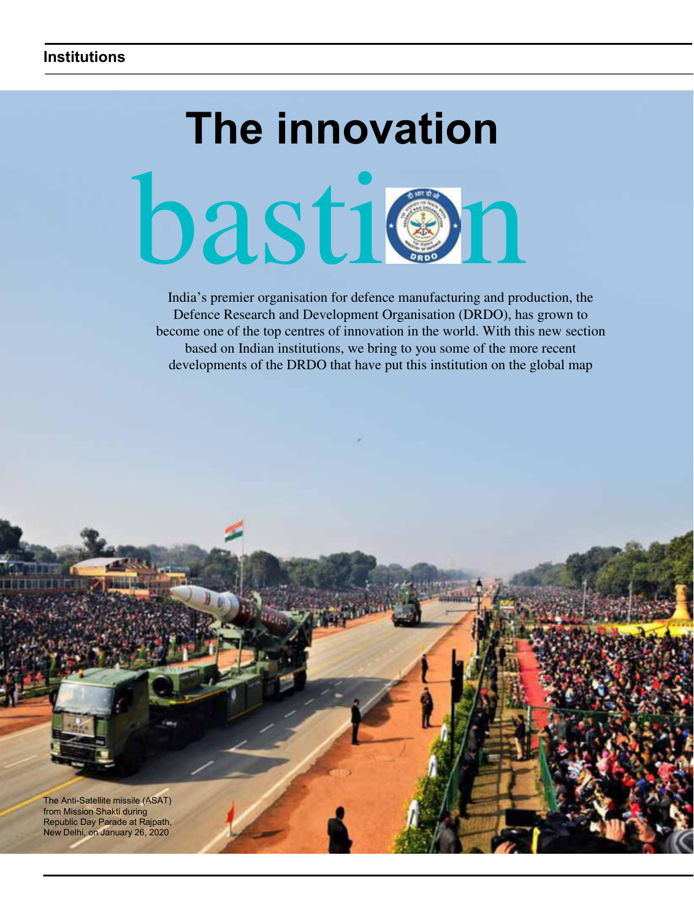# The innovation bastion

India's premier organisation for defence manufacturing and production, the Defence Research and Development Organisation (DRDO), has grown to become one of the top centres of innovation in the world. With this new section based on Indian institutions, we bring to you some of the more recent developments of the DRDO that have put this institution on the global map

The Anti-Satellite missile (ASAT) from Mission Shakti during Republic Day Parade at Rajpath, New Delhi, on January 26, 2020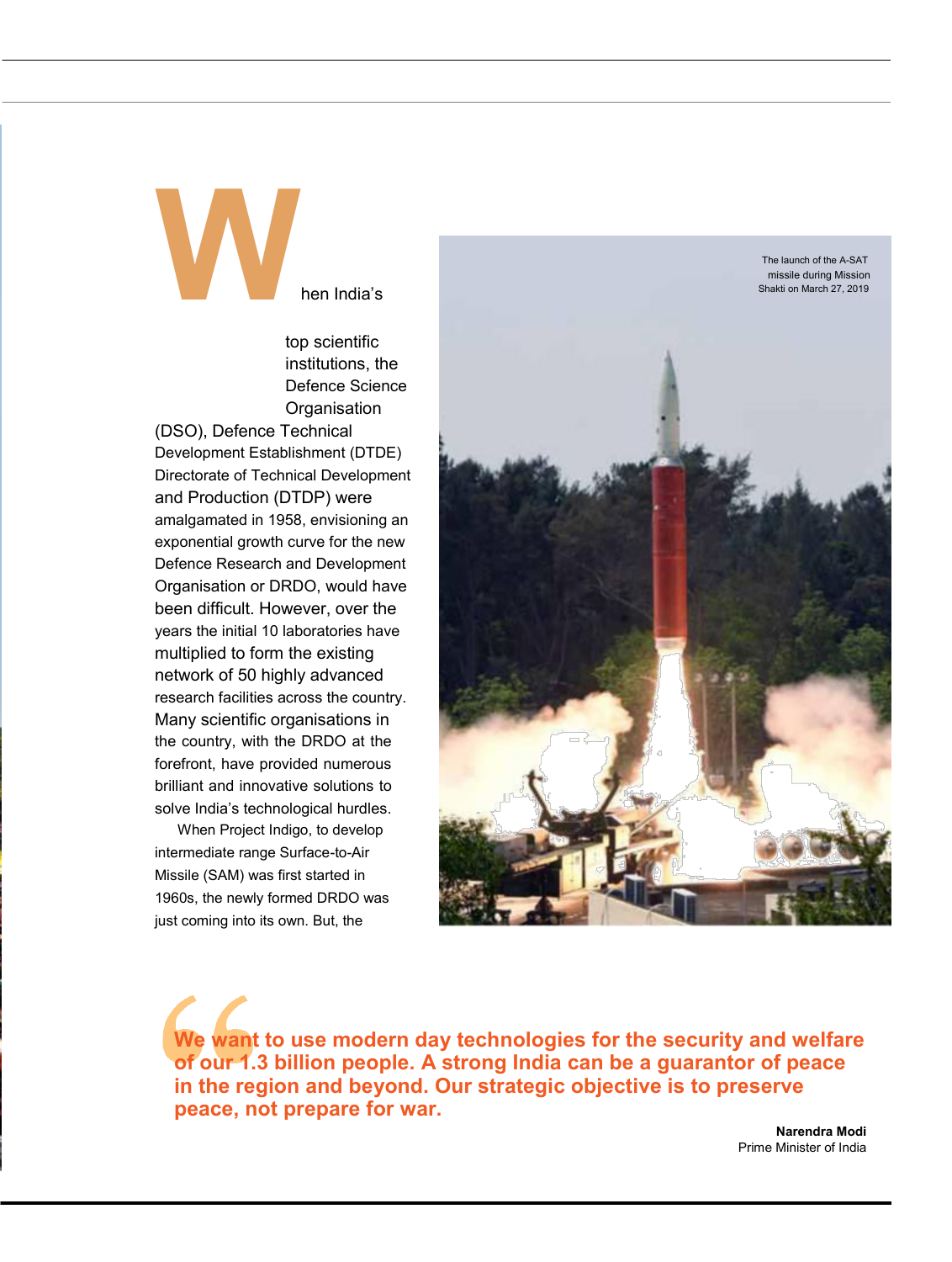When India's top scientific institutions, the Defence Science Organisation (DSO), Defence Technical Development Establishment (DTDE) Directorate of Technical Development and Production (DTDP) were amalgamated in 1958, envisioning an exponential growth curve for the new Defence Research and Development Organisation or DRDO, would have been difficult. However, over the years the initial 10 laboratories have multiplied to form the existing network of 50 highly advanced research facilities across the country. Many scientific organisations in the country, with the DRDO at the forefront, have provided numerous brilliant and innovative solutions to solve India's technological hurdles.

When Project Indigo, to develop intermediate range Surface-to-Air Missile (SAM) was first started in 1960s, the newly formed DRDO was just coming into its own. But, the

The launch of the A-SAT missile during Mission Shakti on March 27, 2019

> **We want to use modern day technologies for the security and welfare of our 1.3 billion people. A strong India can be a guarantor of peace in the region and beyond. Our strategic objective is to preserve peace, not prepare for war.**
>
> **Narendra Modi**
> Prime Minister of India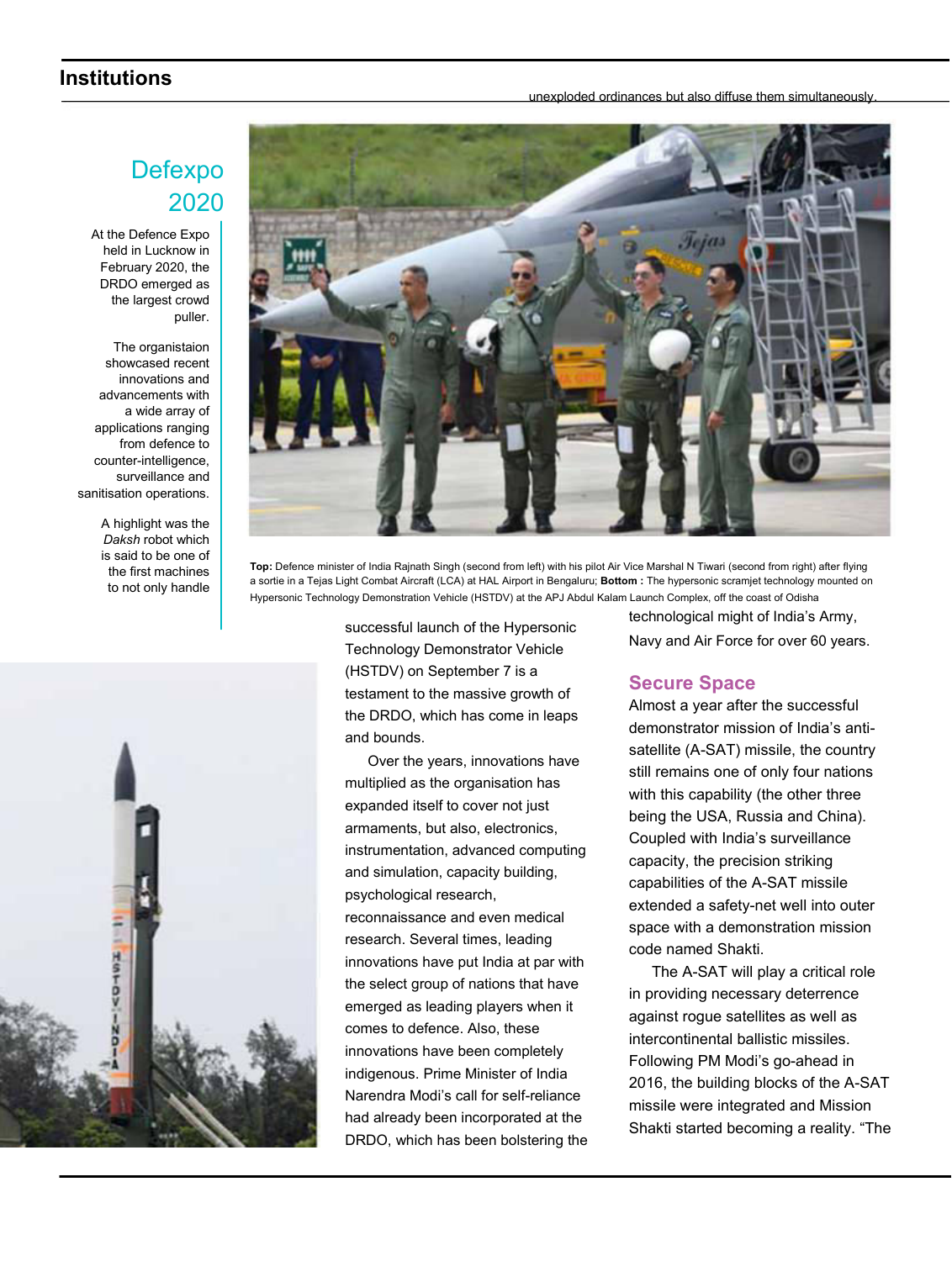unexploded ordinances but also diffuse them simultaneously.

## Defexpo 2020

At the Defence Expo held in Lucknow in February 2020, the DRDO emerged as the largest crowd puller.

The organistaion showcased recent innovations and advancements with a wide array of applications ranging from defence to counter-intelligence, surveillance and sanitisation operations.

A highlight was the *Daksh* robot which is said to be one of the first machines to not only handle

**Top:** Defence minister of India Rajnath Singh (second from left) with his pilot Air Vice Marshal N Tiwari (second from right) after flying a sortie in a Tejas Light Combat Aircraft (LCA) at HAL Airport in Bengaluru; **Bottom :** The hypersonic scramjet technology mounted on Hypersonic Technology Demonstration Vehicle (HSTDV) at the APJ Abdul Kalam Launch Complex, off the coast of Odisha

successful launch of the Hypersonic Technology Demonstrator Vehicle (HSTDV) on September 7 is a testament to the massive growth of the DRDO, which has come in leaps and bounds.

Over the years, innovations have multiplied as the organisation has expanded itself to cover not just armaments, but also, electronics, instrumentation, advanced computing and simulation, capacity building, psychological research, reconnaissance and even medical research. Several times, leading innovations have put India at par with the select group of nations that have emerged as leading players when it comes to defence. Also, these innovations have been completely indigenous. Prime Minister of India Narendra Modi's call for self-reliance had already been incorporated at the DRDO, which has been bolstering the technological might of India's Army, Navy and Air Force for over 60 years.

### Secure Space

Almost a year after the successful demonstrator mission of India's anti-satellite (A-SAT) missile, the country still remains one of only four nations with this capability (the other three being the USA, Russia and China). Coupled with India's surveillance capacity, the precision striking capabilities of the A-SAT missile extended a safety-net well into outer space with a demonstration mission code named Shakti.

The A-SAT will play a critical role in providing necessary deterrence against rogue satellites as well as intercontinental ballistic missiles. Following PM Modi's go-ahead in 2016, the building blocks of the A-SAT missile were integrated and Mission Shakti started becoming a reality. "The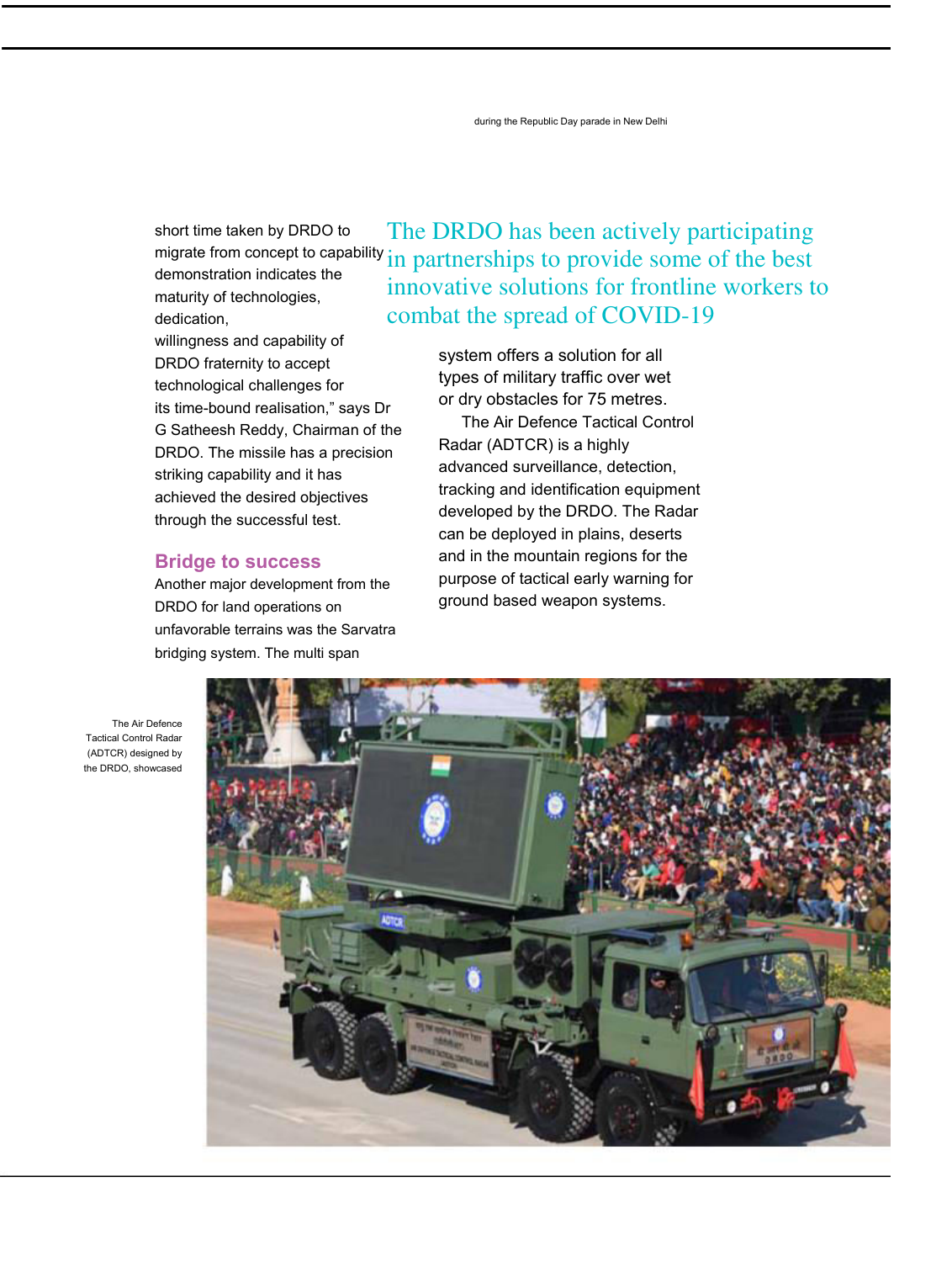during the Republic Day parade in New Delhi

short time taken by DRDO to migrate from concept to capability demonstration indicates the maturity of technologies, dedication, willingness and capability of DRDO fraternity to accept technological challenges for its time-bound realisation," says Dr G Satheesh Reddy, Chairman of the DRDO. The missile has a precision striking capability and it has achieved the desired objectives through the successful test.

> The DRDO has been actively participating in partnerships to provide some of the best innovative solutions for frontline workers to combat the spread of COVID-19

## Bridge to success

Another major development from the DRDO for land operations on unfavorable terrains was the Sarvatra bridging system. The multi span system offers a solution for all types of military traffic over wet or dry obstacles for 75 metres.

The Air Defence Tactical Control Radar (ADTCR) is a highly advanced surveillance, detection, tracking and identification equipment developed by the DRDO. The Radar can be deployed in plains, deserts and in the mountain regions for the purpose of tactical early warning for ground based weapon systems.

The Air Defence Tactical Control Radar (ADTCR) designed by the DRDO, showcased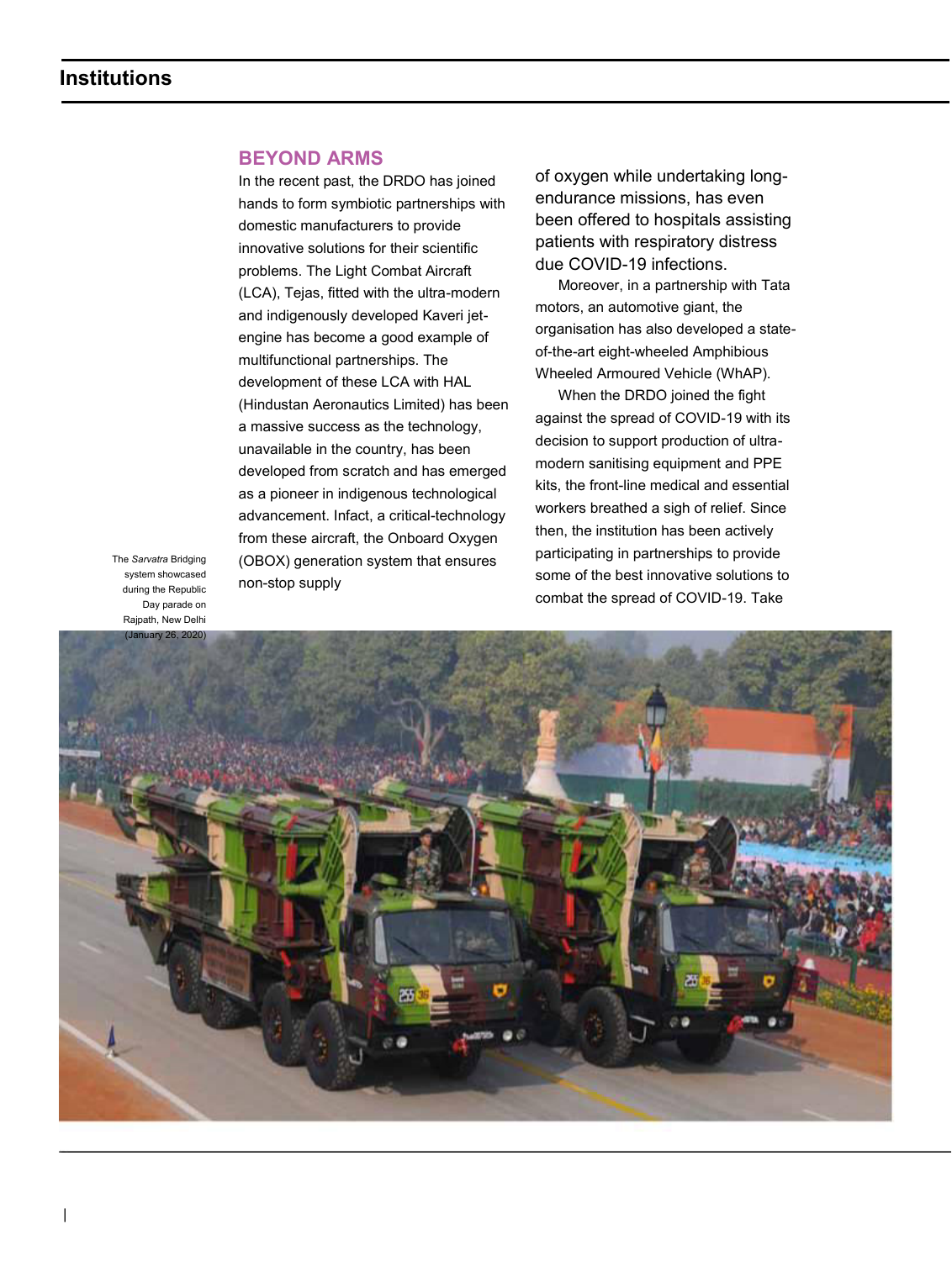## BEYOND ARMS

In the recent past, the DRDO has joined hands to form symbiotic partnerships with domestic manufacturers to provide innovative solutions for their scientific problems. The Light Combat Aircraft (LCA), Tejas, fitted with the ultra-modern and indigenously developed Kaveri jet-engine has become a good example of multifunctional partnerships. The development of these LCA with HAL (Hindustan Aeronautics Limited) has been a massive success as the technology, unavailable in the country, has been developed from scratch and has emerged as a pioneer in indigenous technological advancement. Infact, a critical-technology from these aircraft, the Onboard Oxygen (OBOX) generation system that ensures non-stop supply of oxygen while undertaking long-endurance missions, has even been offered to hospitals assisting patients with respiratory distress due COVID-19 infections.

Moreover, in a partnership with Tata motors, an automotive giant, the organisation has also developed a state-of-the-art eight-wheeled Amphibious Wheeled Armoured Vehicle (WhAP).

When the DRDO joined the fight against the spread of COVID-19 with its decision to support production of ultra-modern sanitising equipment and PPE kits, the front-line medical and essential workers breathed a sigh of relief. Since then, the institution has been actively participating in partnerships to provide some of the best innovative solutions to combat the spread of COVID-19. Take

The *Sarvatra* Bridging system showcased during the Republic Day parade on Rajpath, New Delhi (January 26, 2020)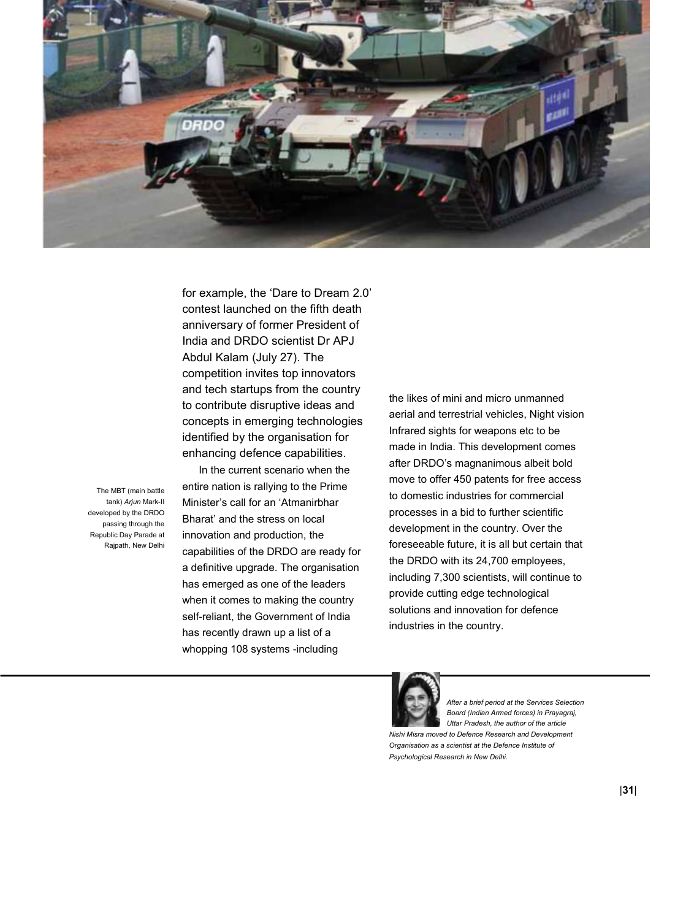The MBT (main battle tank) *Arjun* Mark-II developed by the DRDO passing through the Republic Day Parade at Rajpath, New Delhi

for example, the 'Dare to Dream 2.0' contest launched on the fifth death anniversary of former President of India and DRDO scientist Dr APJ Abdul Kalam (July 27). The competition invites top innovators and tech startups from the country to contribute disruptive ideas and concepts in emerging technologies identified by the organisation for enhancing defence capabilities.

In the current scenario when the entire nation is rallying to the Prime Minister's call for an 'Atmanirbhar Bharat' and the stress on local innovation and production, the capabilities of the DRDO are ready for a definitive upgrade. The organisation has emerged as one of the leaders when it comes to making the country self-reliant, the Government of India has recently drawn up a list of a whopping 108 systems -including the likes of mini and micro unmanned aerial and terrestrial vehicles, Night vision Infrared sights for weapons etc to be made in India. This development comes after DRDO's magnanimous albeit bold move to offer 450 patents for free access to domestic industries for commercial processes in a bid to further scientific development in the country. Over the foreseeable future, it is all but certain that the DRDO with its 24,700 employees, including 7,300 scientists, will continue to provide cutting edge technological solutions and innovation for defence industries in the country.

*After a brief period at the Services Selection Board (Indian Armed forces) in Prayagraj, Uttar Pradesh, the author of the article Nishi Misra moved to Defence Research and Development Organisation as a scientist at the Defence Institute of Psychological Research in New Delhi.*